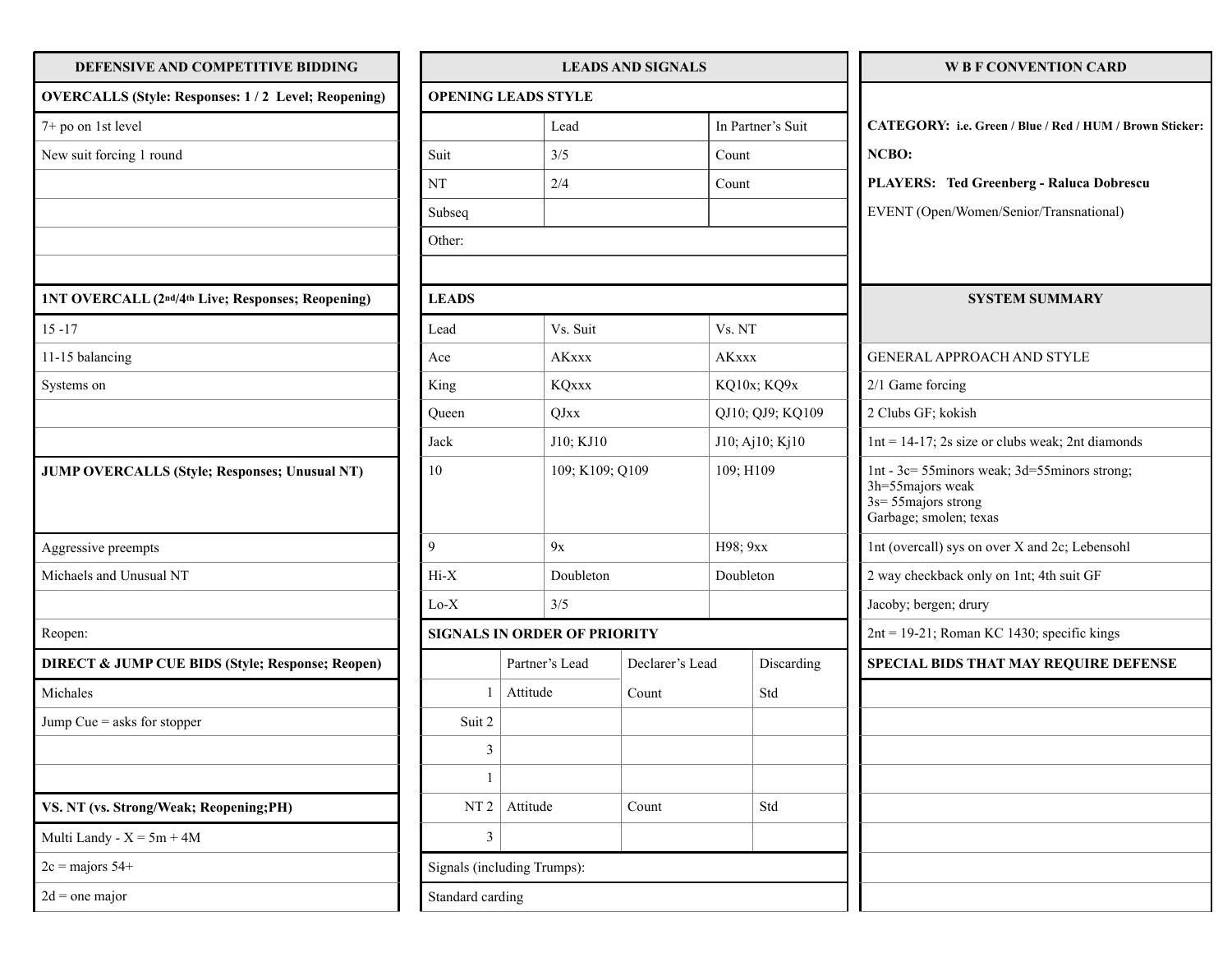## DEFENSIVE AND COMPETITIVE BIDDING

| OVERCALLS (Style: Responses: 1 / 2 Level; Reopening) |
|---|
| 7+ po on 1st level |
| New suit forcing 1 round |
| |
| |
| |
| |

| 1NT OVERCALL (2nd/4th Live; Responses; Reopening) |
|---|
| 15 -17 |
| 11-15 balancing |
| Systems on |
| |
| |

| JUMP OVERCALLS (Style; Responses; Unusual NT) |
|---|
| Aggressive preempts |
| Michaels and Unusual NT |
| |
| Reopen: |

| DIRECT & JUMP CUE BIDS (Style; Response; Reopen) |
|---|
| Michales |
| Jump Cue = asks for stopper |
| |
| |

| VS. NT (vs. Strong/Weak; Reopening;PH) |
|---|
| Multi Landy - X = 5m + 4M |
| 2c = majors 54+ |
| 2d = one major |

## LEADS AND SIGNALS

**OPENING LEADS STYLE**

| | Lead | In Partner's Suit |
|---|---|---|
| Suit | 3/5 | Count |
| NT | 2/4 | Count |
| Subseq | | |

Other:

**LEADS**

| Lead | Vs. Suit | Vs. NT |
|---|---|---|
| Ace | AKxxx | AKxxx |
| King | KQxxx | KQ10x; KQ9x |
| Queen | QJxx | QJ10; QJ9; KQ109 |
| Jack | J10; KJ10 | J10; Aj10; Kj10 |
| 10 | 109; K109; Q109 | 109; H109 |
| 9 | 9x | H98; 9xx |
| Hi-X | Doubleton | Doubleton |
| Lo-X | 3/5 | |

**SIGNALS IN ORDER OF PRIORITY**

| | | Partner's Lead | Declarer's Lead | Discarding |
|---|---|---|---|---|
| Suit | 1 | Attitude | Count | Std |
| | 2 | | | |
| | 3 | | | |
| NT | 1 | | | |
| | 2 | Attitude | Count | Std |
| | 3 | | | |

Signals (including Trumps):

Standard carding

## W B F CONVENTION CARD

**CATEGORY: i.e. Green / Blue / Red / HUM / Brown Sticker:**

**NCBO:**

**PLAYERS: Ted Greenberg - Raluca Dobrescu**

EVENT (Open/Women/Senior/Transnational)

### SYSTEM SUMMARY

GENERAL APPROACH AND STYLE

2/1 Game forcing

2 Clubs GF; kokish

1nt = 14-17; 2s size or clubs weak; 2nt diamonds

1nt - 3c= 55minors weak; 3d=55minors strong;
3h=55majors weak
3s= 55majors strong
Garbage; smolen; texas

1nt (overcall) sys on over X and 2c; Lebensohl

2 way checkback only on 1nt; 4th suit GF

Jacoby; bergen; drury

2nt = 19-21; Roman KC 1430; specific kings

### SPECIAL BIDS THAT MAY REQUIRE DEFENSE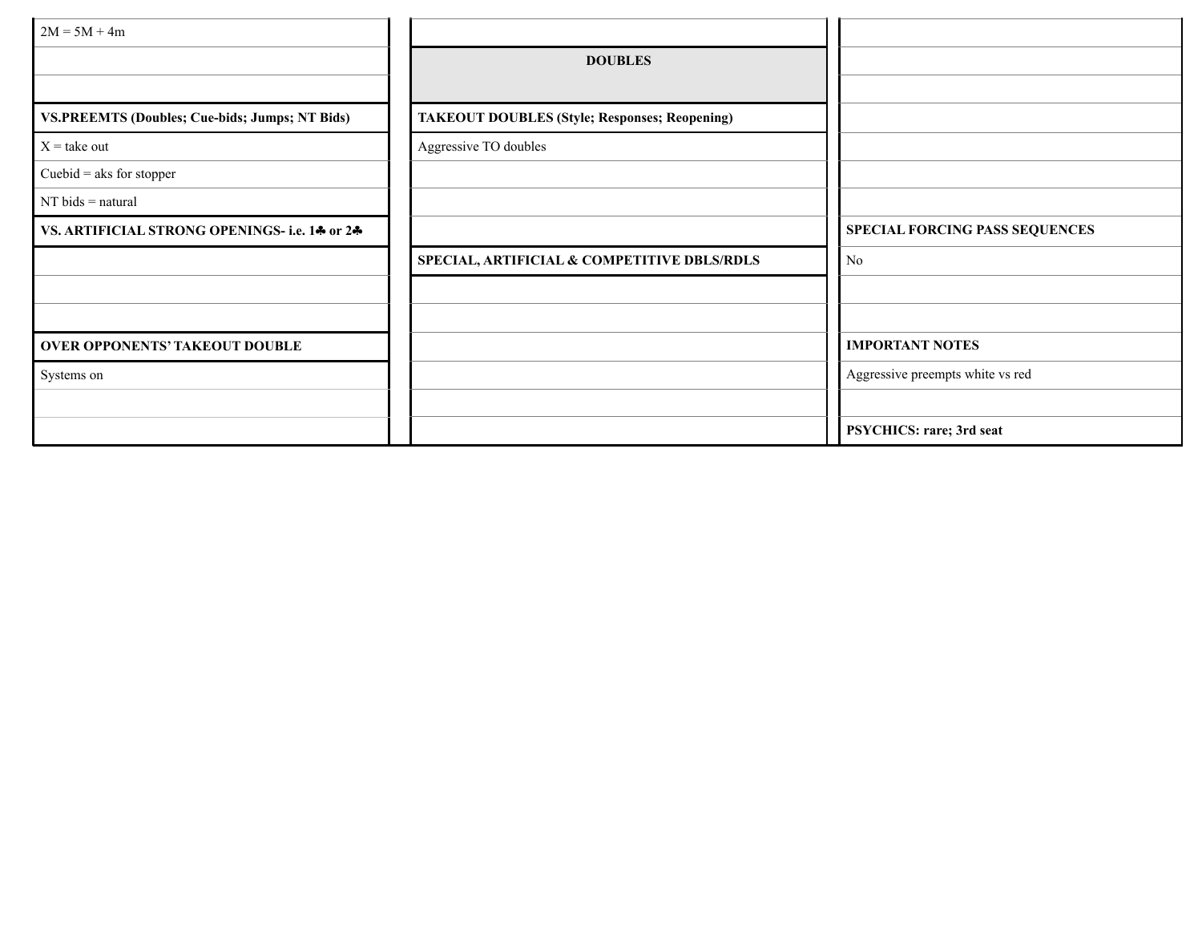2M = 5M + 4m

**VS.PREEMTS (Doubles; Cue-bids; Jumps; NT Bids)**

X = take out

Cuebid = aks for stopper

NT bids = natural

**VS. ARTIFICIAL STRONG OPENINGS- i.e. 1♣ or 2♣**

**OVER OPPONENTS' TAKEOUT DOUBLE**

Systems on

## DOUBLES

**TAKEOUT DOUBLES (Style; Responses; Reopening)**

Aggressive TO doubles

**SPECIAL, ARTIFICIAL & COMPETITIVE DBLS/RDLS**

**SPECIAL FORCING PASS SEQUENCES**

No

**IMPORTANT NOTES**

Aggressive preempts white vs red

**PSYCHICS: rare; 3rd seat**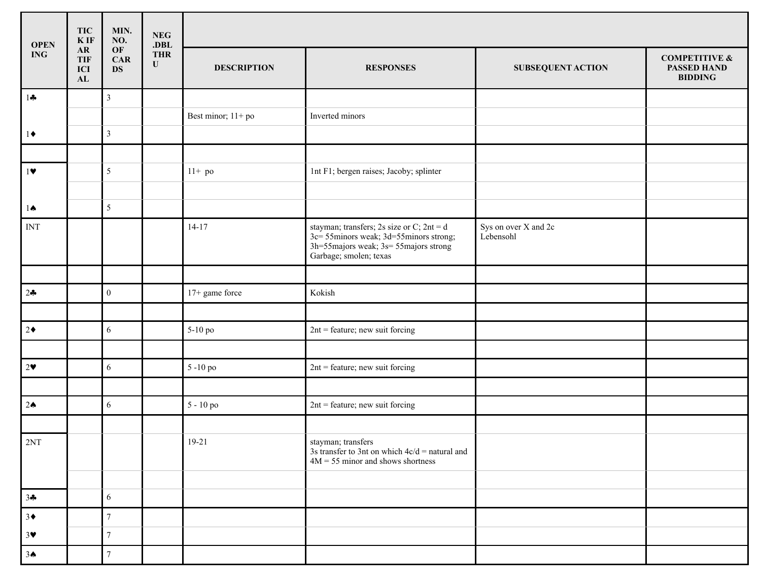| OPENING | TICK IF ARTIFICIAL | MIN. NO. OF CARDS | NEG .DBL THRU | | | | |
|---|---|---|---|---|---|---|---|
| | | | | DESCRIPTION | RESPONSES | SUBSEQUENT ACTION | COMPETITIVE & PASSED HAND BIDDING |
| 1♣ | | 3 | | | | | |
| | | | | Best minor; 11+ po | Inverted minors | | |
| 1♦ | | 3 | | | | | |
| | | | | | | | |
| 1♥ | | 5 | | 11+ po | 1nt F1; bergen raises; Jacoby; splinter | | |
| | | | | | | | |
| 1♠ | | 5 | | | | | |
| INT | | | | 14-17 | stayman; transfers; 2s size or C; 2nt = d<br>3c= 55minors weak; 3d=55minors strong;<br>3h=55majors weak; 3s= 55majors strong<br>Garbage; smolen; texas | Sys on over X and 2c<br>Lebensohl | |
| | | | | | | | |
| 2♣ | | 0 | | 17+ game force | Kokish | | |
| | | | | | | | |
| 2♦ | | 6 | | 5-10 po | 2nt = feature; new suit forcing | | |
| | | | | | | | |
| 2♥ | | 6 | | 5 -10 po | 2nt = feature; new suit forcing | | |
| | | | | | | | |
| 2♠ | | 6 | | 5 - 10 po | 2nt = feature; new suit forcing | | |
| | | | | | | | |
| 2NT | | | | 19-21 | stayman; transfers<br>3s transfer to 3nt on which 4c/d = natural and 4M = 55 minor and shows shortness | | |
| | | | | | | | |
| 3♣ | | 6 | | | | | |
| 3♦ | | 7 | | | | | |
| 3♥ | | 7 | | | | | |
| 3♠ | | 7 | | | | | |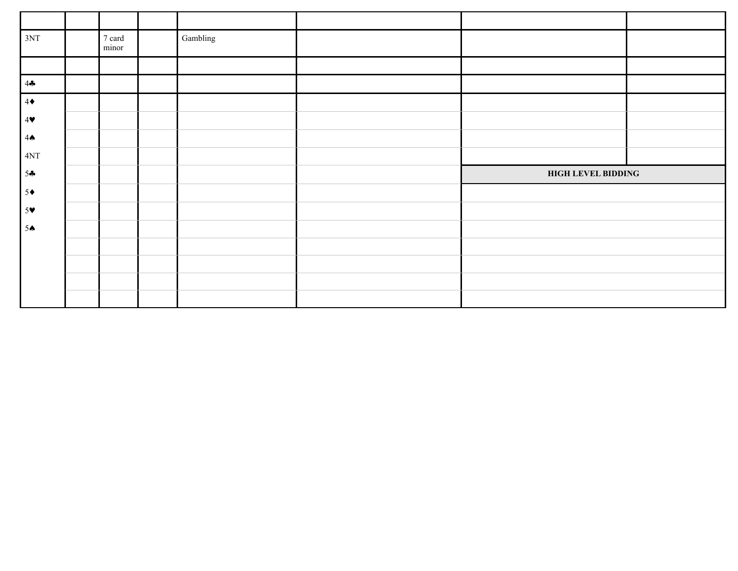| | | | | | | | |
|---|---|---|---|---|---|---|---|
| | | | | | | | |
| 3NT | | 7 card minor | | Gambling | | | |
| | | | | | | | |
| 4♣ | | | | | | | |
| 4♦ | | | | | | | |
| 4♥ | | | | | | | |
| 4♠ | | | | | | | |
| 4NT | | | | | | | |
| 5♣ | | | | | | **HIGH LEVEL BIDDING** | |
| 5♦ | | | | | | | |
| 5♥ | | | | | | | |
| 5♠ | | | | | | | |
| | | | | | | | |
| | | | | | | | |
| | | | | | | | |
| | | | | | | | |